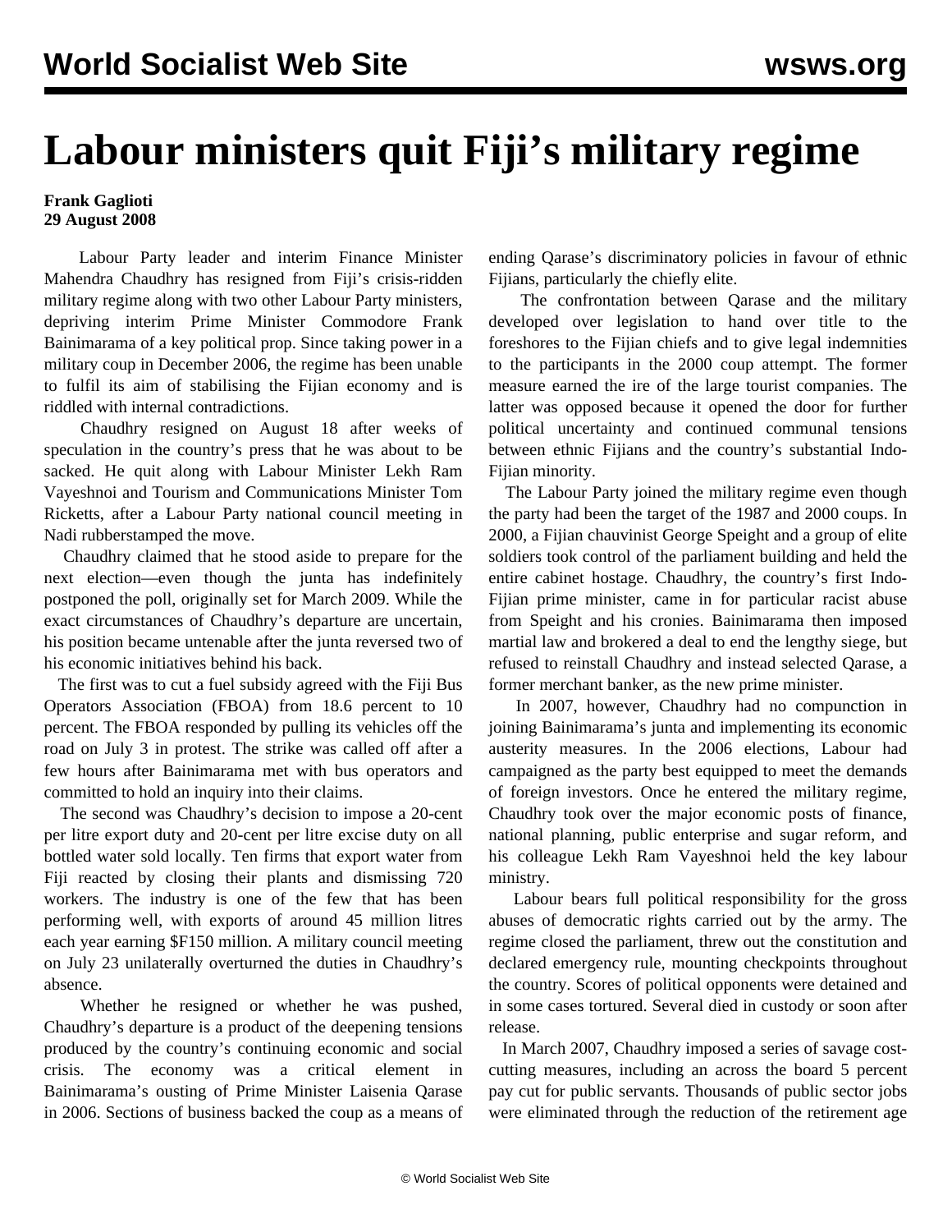# Labour ministers quit Fiji's military regime

**Frank Gaglioti**
**29 August 2008**

Labour Party leader and interim Finance Minister Mahendra Chaudhry has resigned from Fiji's crisis-ridden military regime along with two other Labour Party ministers, depriving interim Prime Minister Commodore Frank Bainimarama of a key political prop. Since taking power in a military coup in December 2006, the regime has been unable to fulfil its aim of stabilising the Fijian economy and is riddled with internal contradictions.

Chaudhry resigned on August 18 after weeks of speculation in the country's press that he was about to be sacked. He quit along with Labour Minister Lekh Ram Vayeshnoi and Tourism and Communications Minister Tom Ricketts, after a Labour Party national council meeting in Nadi rubberstamped the move.

Chaudhry claimed that he stood aside to prepare for the next election—even though the junta has indefinitely postponed the poll, originally set for March 2009. While the exact circumstances of Chaudhry's departure are uncertain, his position became untenable after the junta reversed two of his economic initiatives behind his back.

The first was to cut a fuel subsidy agreed with the Fiji Bus Operators Association (FBOA) from 18.6 percent to 10 percent. The FBOA responded by pulling its vehicles off the road on July 3 in protest. The strike was called off after a few hours after Bainimarama met with bus operators and committed to hold an inquiry into their claims.

The second was Chaudhry's decision to impose a 20-cent per litre export duty and 20-cent per litre excise duty on all bottled water sold locally. Ten firms that export water from Fiji reacted by closing their plants and dismissing 720 workers. The industry is one of the few that has been performing well, with exports of around 45 million litres each year earning $F150 million. A military council meeting on July 23 unilaterally overturned the duties in Chaudhry's absence.

Whether he resigned or whether he was pushed, Chaudhry's departure is a product of the deepening tensions produced by the country's continuing economic and social crisis. The economy was a critical element in Bainimarama's ousting of Prime Minister Laisenia Qarase in 2006. Sections of business backed the coup as a means of ending Qarase's discriminatory policies in favour of ethnic Fijians, particularly the chiefly elite.

The confrontation between Qarase and the military developed over legislation to hand over title to the foreshores to the Fijian chiefs and to give legal indemnities to the participants in the 2000 coup attempt. The former measure earned the ire of the large tourist companies. The latter was opposed because it opened the door for further political uncertainty and continued communal tensions between ethnic Fijians and the country's substantial Indo-Fijian minority.

The Labour Party joined the military regime even though the party had been the target of the 1987 and 2000 coups. In 2000, a Fijian chauvinist George Speight and a group of elite soldiers took control of the parliament building and held the entire cabinet hostage. Chaudhry, the country's first Indo-Fijian prime minister, came in for particular racist abuse from Speight and his cronies. Bainimarama then imposed martial law and brokered a deal to end the lengthy siege, but refused to reinstall Chaudhry and instead selected Qarase, a former merchant banker, as the new prime minister.

In 2007, however, Chaudhry had no compunction in joining Bainimarama's junta and implementing its economic austerity measures. In the 2006 elections, Labour had campaigned as the party best equipped to meet the demands of foreign investors. Once he entered the military regime, Chaudhry took over the major economic posts of finance, national planning, public enterprise and sugar reform, and his colleague Lekh Ram Vayeshnoi held the key labour ministry.

Labour bears full political responsibility for the gross abuses of democratic rights carried out by the army. The regime closed the parliament, threw out the constitution and declared emergency rule, mounting checkpoints throughout the country. Scores of political opponents were detained and in some cases tortured. Several died in custody or soon after release.

In March 2007, Chaudhry imposed a series of savage cost-cutting measures, including an across the board 5 percent pay cut for public servants. Thousands of public sector jobs were eliminated through the reduction of the retirement age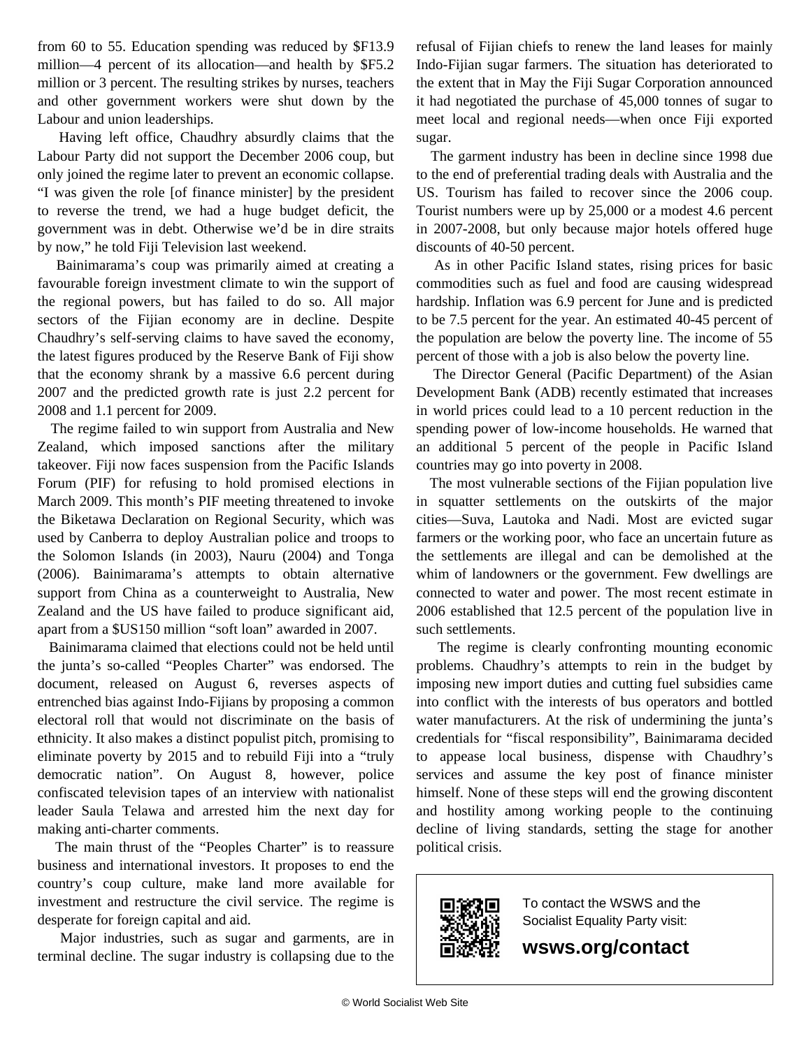from 60 to 55. Education spending was reduced by $F13.9 million—4 percent of its allocation—and health by $F5.2 million or 3 percent. The resulting strikes by nurses, teachers and other government workers were shut down by the Labour and union leaderships.

Having left office, Chaudhry absurdly claims that the Labour Party did not support the December 2006 coup, but only joined the regime later to prevent an economic collapse. "I was given the role [of finance minister] by the president to reverse the trend, we had a huge budget deficit, the government was in debt. Otherwise we'd be in dire straits by now," he told Fiji Television last weekend.

Bainimarama's coup was primarily aimed at creating a favourable foreign investment climate to win the support of the regional powers, but has failed to do so. All major sectors of the Fijian economy are in decline. Despite Chaudhry's self-serving claims to have saved the economy, the latest figures produced by the Reserve Bank of Fiji show that the economy shrank by a massive 6.6 percent during 2007 and the predicted growth rate is just 2.2 percent for 2008 and 1.1 percent for 2009.

The regime failed to win support from Australia and New Zealand, which imposed sanctions after the military takeover. Fiji now faces suspension from the Pacific Islands Forum (PIF) for refusing to hold promised elections in March 2009. This month's PIF meeting threatened to invoke the Biketawa Declaration on Regional Security, which was used by Canberra to deploy Australian police and troops to the Solomon Islands (in 2003), Nauru (2004) and Tonga (2006). Bainimarama's attempts to obtain alternative support from China as a counterweight to Australia, New Zealand and the US have failed to produce significant aid, apart from a $US150 million "soft loan" awarded in 2007.

Bainimarama claimed that elections could not be held until the junta's so-called "Peoples Charter" was endorsed. The document, released on August 6, reverses aspects of entrenched bias against Indo-Fijians by proposing a common electoral roll that would not discriminate on the basis of ethnicity. It also makes a distinct populist pitch, promising to eliminate poverty by 2015 and to rebuild Fiji into a "truly democratic nation". On August 8, however, police confiscated television tapes of an interview with nationalist leader Saula Telawa and arrested him the next day for making anti-charter comments.

The main thrust of the "Peoples Charter" is to reassure business and international investors. It proposes to end the country's coup culture, make land more available for investment and restructure the civil service. The regime is desperate for foreign capital and aid.

Major industries, such as sugar and garments, are in terminal decline. The sugar industry is collapsing due to the refusal of Fijian chiefs to renew the land leases for mainly Indo-Fijian sugar farmers. The situation has deteriorated to the extent that in May the Fiji Sugar Corporation announced it had negotiated the purchase of 45,000 tonnes of sugar to meet local and regional needs—when once Fiji exported sugar.

The garment industry has been in decline since 1998 due to the end of preferential trading deals with Australia and the US. Tourism has failed to recover since the 2006 coup. Tourist numbers were up by 25,000 or a modest 4.6 percent in 2007-2008, but only because major hotels offered huge discounts of 40-50 percent.

As in other Pacific Island states, rising prices for basic commodities such as fuel and food are causing widespread hardship. Inflation was 6.9 percent for June and is predicted to be 7.5 percent for the year. An estimated 40-45 percent of the population are below the poverty line. The income of 55 percent of those with a job is also below the poverty line.

The Director General (Pacific Department) of the Asian Development Bank (ADB) recently estimated that increases in world prices could lead to a 10 percent reduction in the spending power of low-income households. He warned that an additional 5 percent of the people in Pacific Island countries may go into poverty in 2008.

The most vulnerable sections of the Fijian population live in squatter settlements on the outskirts of the major cities—Suva, Lautoka and Nadi. Most are evicted sugar farmers or the working poor, who face an uncertain future as the settlements are illegal and can be demolished at the whim of landowners or the government. Few dwellings are connected to water and power. The most recent estimate in 2006 established that 12.5 percent of the population live in such settlements.

The regime is clearly confronting mounting economic problems. Chaudhry's attempts to rein in the budget by imposing new import duties and cutting fuel subsidies came into conflict with the interests of bus operators and bottled water manufacturers. At the risk of undermining the junta's credentials for "fiscal responsibility", Bainimarama decided to appease local business, dispense with Chaudhry's services and assume the key post of finance minister himself. None of these steps will end the growing discontent and hostility among working people to the continuing decline of living standards, setting the stage for another political crisis.

To contact the WSWS and the Socialist Equality Party visit:

**wsws.org/contact**